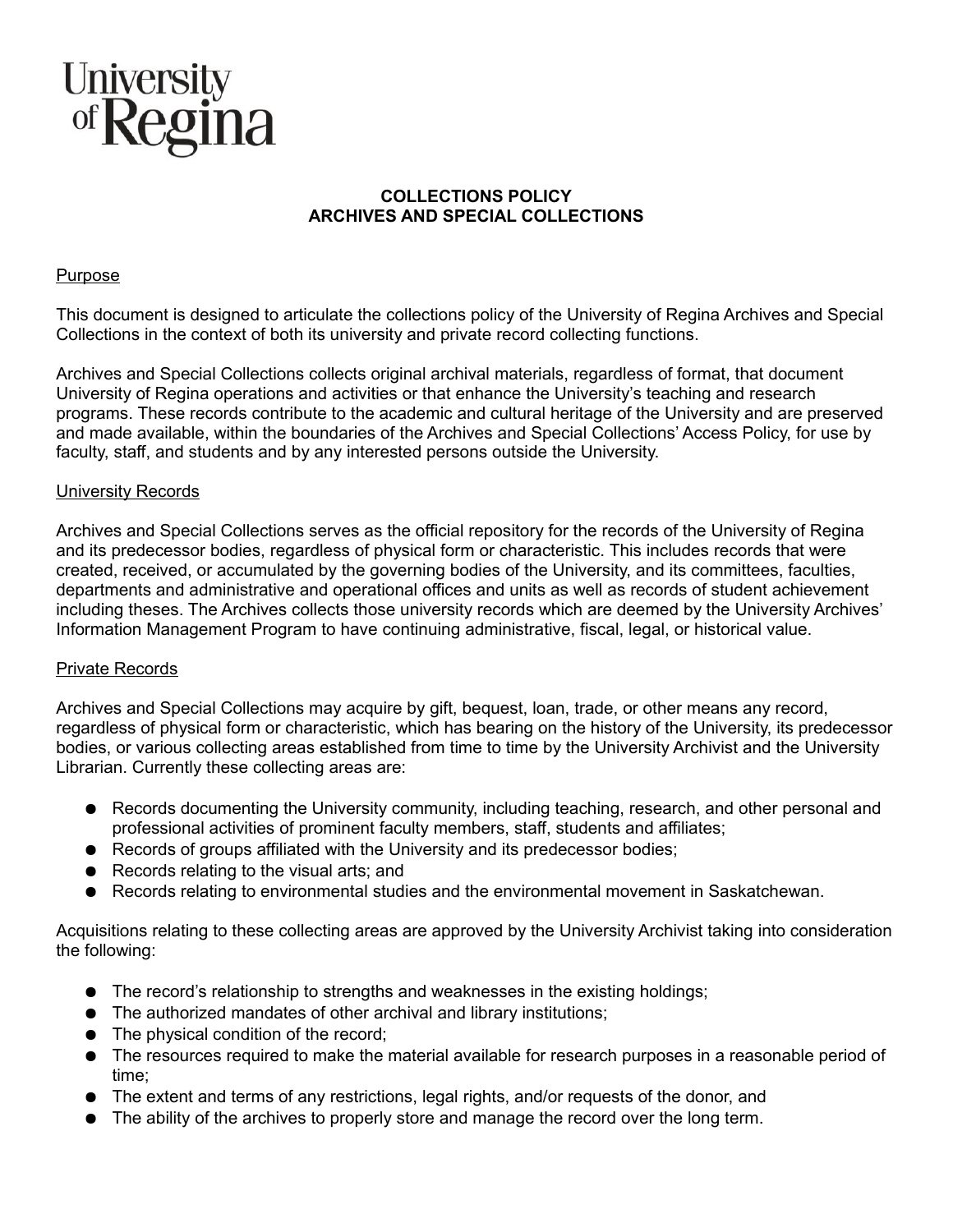University of Regina

# COLLECTIONS POLICY
# ARCHIVES AND SPECIAL COLLECTIONS

## Purpose

This document is designed to articulate the collections policy of the University of Regina Archives and Special Collections in the context of both its university and private record collecting functions.

Archives and Special Collections collects original archival materials, regardless of format, that document University of Regina operations and activities or that enhance the University's teaching and research programs. These records contribute to the academic and cultural heritage of the University and are preserved and made available, within the boundaries of the Archives and Special Collections' Access Policy, for use by faculty, staff, and students and by any interested persons outside the University.

## University Records

Archives and Special Collections serves as the official repository for the records of the University of Regina and its predecessor bodies, regardless of physical form or characteristic. This includes records that were created, received, or accumulated by the governing bodies of the University, and its committees, faculties, departments and administrative and operational offices and units as well as records of student achievement including theses. The Archives collects those university records which are deemed by the University Archives' Information Management Program to have continuing administrative, fiscal, legal, or historical value.

## Private Records

Archives and Special Collections may acquire by gift, bequest, loan, trade, or other means any record, regardless of physical form or characteristic, which has bearing on the history of the University, its predecessor bodies, or various collecting areas established from time to time by the University Archivist and the University Librarian. Currently these collecting areas are:

- Records documenting the University community, including teaching, research, and other personal and professional activities of prominent faculty members, staff, students and affiliates;
- Records of groups affiliated with the University and its predecessor bodies;
- Records relating to the visual arts; and
- Records relating to environmental studies and the environmental movement in Saskatchewan.

Acquisitions relating to these collecting areas are approved by the University Archivist taking into consideration the following:

- The record's relationship to strengths and weaknesses in the existing holdings;
- The authorized mandates of other archival and library institutions;
- The physical condition of the record;
- The resources required to make the material available for research purposes in a reasonable period of time;
- The extent and terms of any restrictions, legal rights, and/or requests of the donor, and
- The ability of the archives to properly store and manage the record over the long term.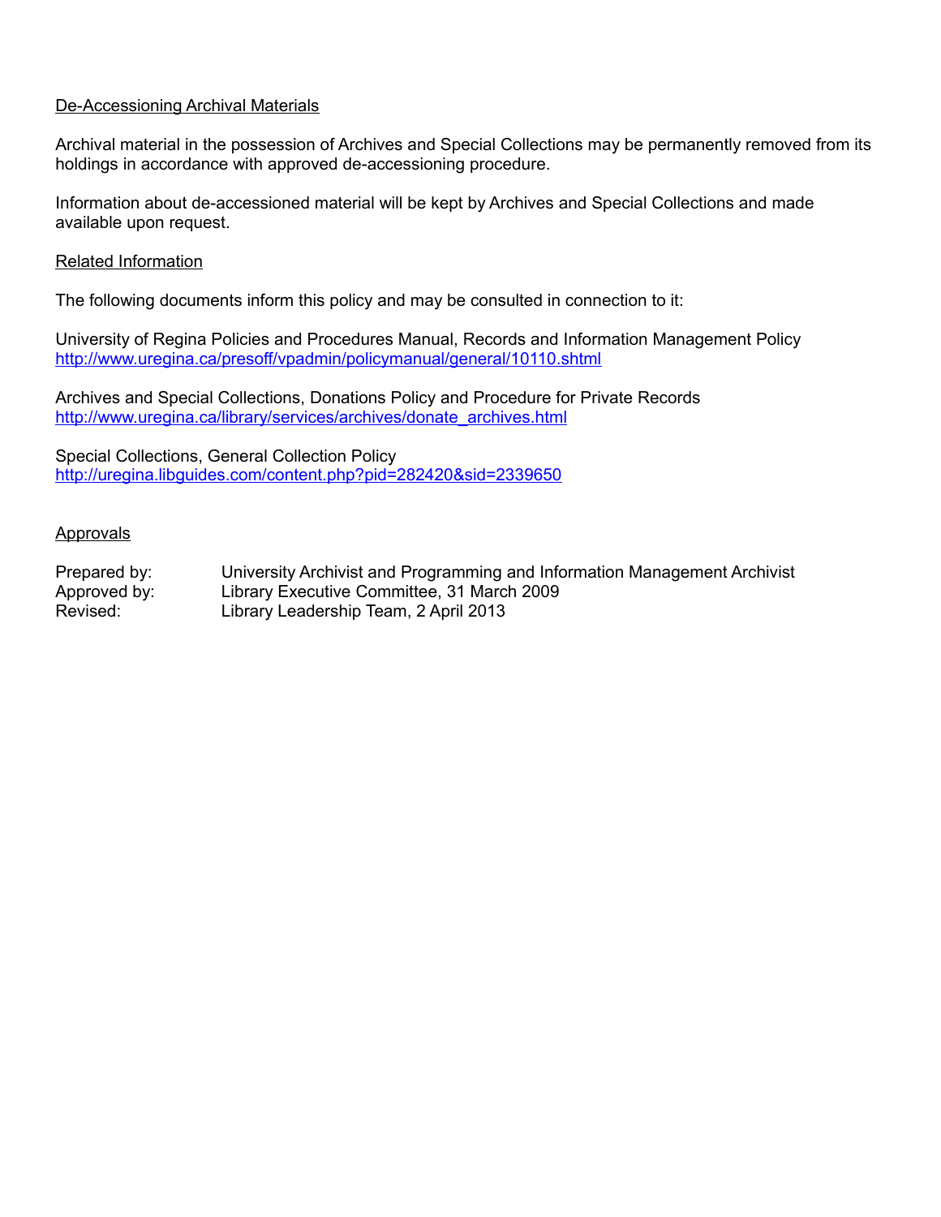## De-Accessioning Archival Materials

Archival material in the possession of Archives and Special Collections may be permanently removed from its holdings in accordance with approved de-accessioning procedure.

Information about de-accessioned material will be kept by Archives and Special Collections and made available upon request.

## Related Information

The following documents inform this policy and may be consulted in connection to it:

University of Regina Policies and Procedures Manual, Records and Information Management Policy
http://www.uregina.ca/presoff/vpadmin/policymanual/general/10110.shtml

Archives and Special Collections, Donations Policy and Procedure for Private Records
http://www.uregina.ca/library/services/archives/donate_archives.html

Special Collections, General Collection Policy
http://uregina.libguides.com/content.php?pid=282420&sid=2339650

## Approvals

| | |
|---|---|
| Prepared by: | University Archivist and Programming and Information Management Archivist |
| Approved by: | Library Executive Committee, 31 March 2009 |
| Revised: | Library Leadership Team, 2 April 2013 |